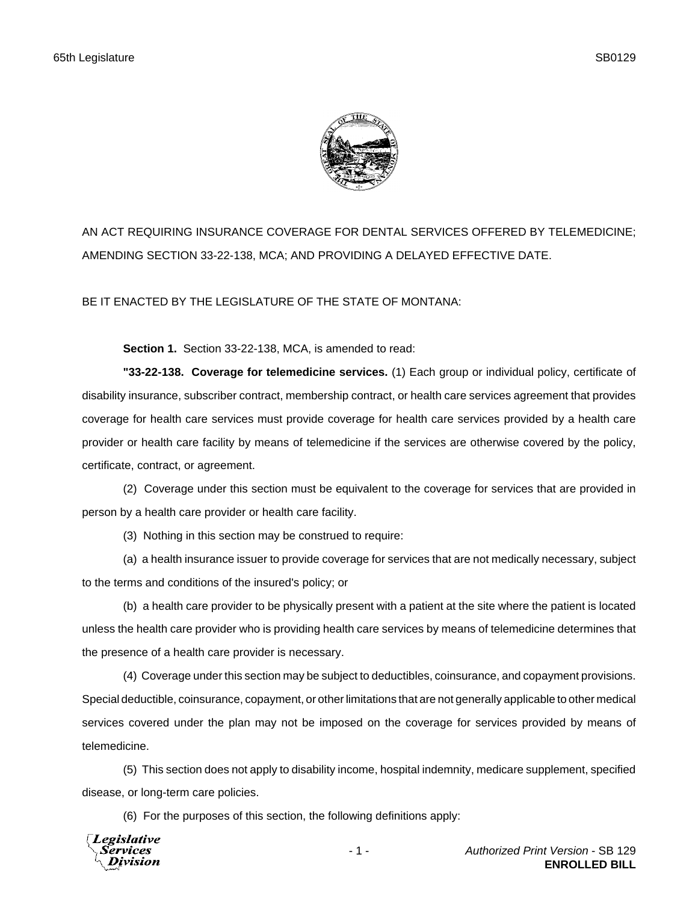AN ACT REQUIRING INSURANCE COVERAGE FOR DENTAL SERVICES OFFERED BY TELEMEDICINE; AMENDING SECTION 33-22-138, MCA; AND PROVIDING A DELAYED EFFECTIVE DATE.

BE IT ENACTED BY THE LEGISLATURE OF THE STATE OF MONTANA:

**Section 1.** Section 33-22-138, MCA, is amended to read:

**"33-22-138. Coverage for telemedicine services.** (1) Each group or individual policy, certificate of disability insurance, subscriber contract, membership contract, or health care services agreement that provides coverage for health care services must provide coverage for health care services provided by a health care provider or health care facility by means of telemedicine if the services are otherwise covered by the policy, certificate, contract, or agreement.

(2) Coverage under this section must be equivalent to the coverage for services that are provided in person by a health care provider or health care facility.

(3) Nothing in this section may be construed to require:

(a) a health insurance issuer to provide coverage for services that are not medically necessary, subject to the terms and conditions of the insured's policy; or

(b) a health care provider to be physically present with a patient at the site where the patient is located unless the health care provider who is providing health care services by means of telemedicine determines that the presence of a health care provider is necessary.

(4) Coverage under this section may be subject to deductibles, coinsurance, and copayment provisions. Special deductible, coinsurance, copayment, or other limitations that are not generally applicable to other medical services covered under the plan may not be imposed on the coverage for services provided by means of telemedicine.

(5) This section does not apply to disability income, hospital indemnity, medicare supplement, specified disease, or long-term care policies.

(6) For the purposes of this section, the following definitions apply: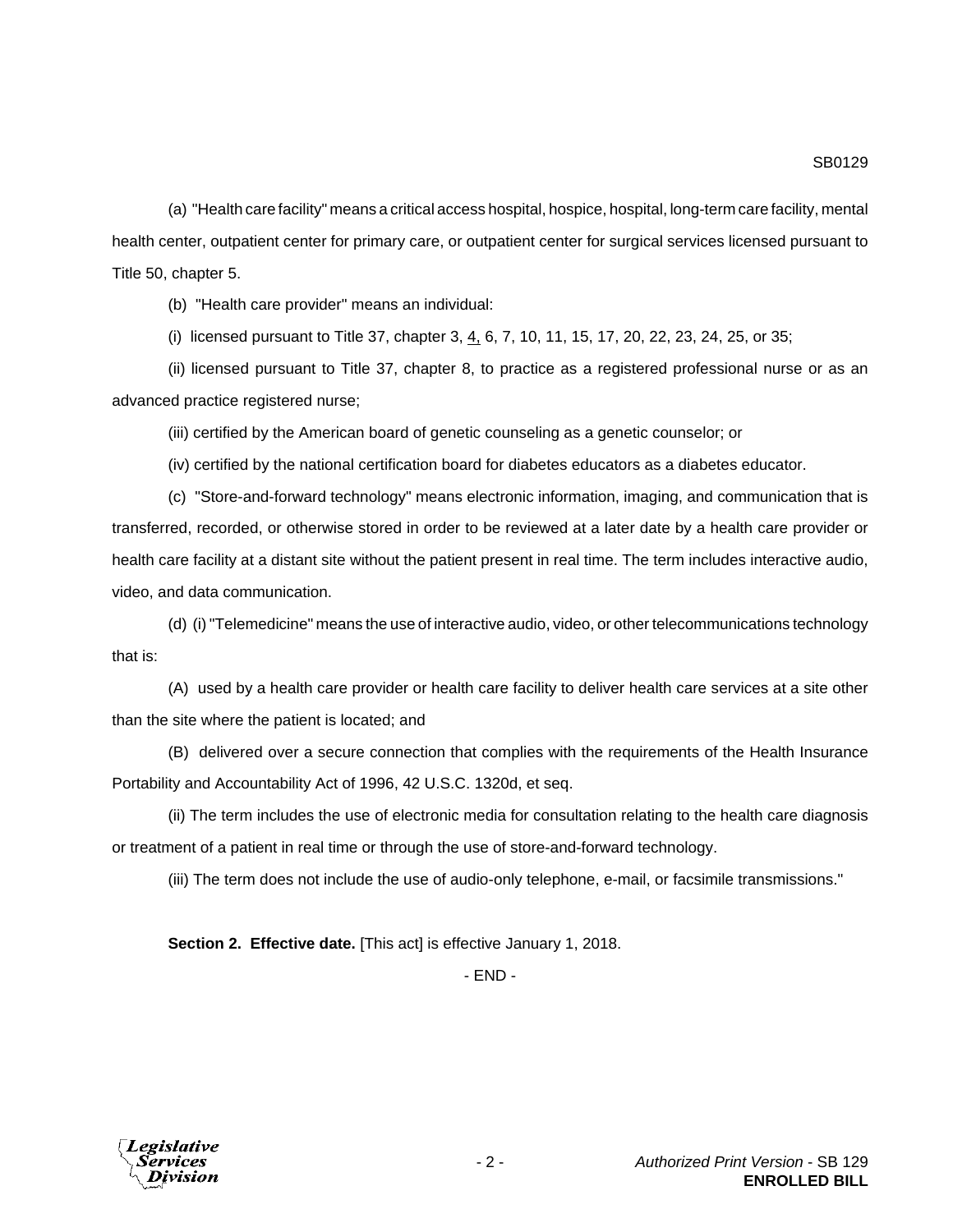(a) "Health care facility" means a critical access hospital, hospice, hospital, long-term care facility, mental health center, outpatient center for primary care, or outpatient center for surgical services licensed pursuant to Title 50, chapter 5.

(b) "Health care provider" means an individual:

(i) licensed pursuant to Title 37, chapter 3, <u>4,</u> 6, 7, 10, 11, 15, 17, 20, 22, 23, 24, 25, or 35;

(ii) licensed pursuant to Title 37, chapter 8, to practice as a registered professional nurse or as an advanced practice registered nurse;

(iii) certified by the American board of genetic counseling as a genetic counselor; or

(iv) certified by the national certification board for diabetes educators as a diabetes educator.

(c) "Store-and-forward technology" means electronic information, imaging, and communication that is transferred, recorded, or otherwise stored in order to be reviewed at a later date by a health care provider or health care facility at a distant site without the patient present in real time. The term includes interactive audio, video, and data communication.

(d) (i) "Telemedicine" means the use of interactive audio, video, or other telecommunications technology that is:

(A) used by a health care provider or health care facility to deliver health care services at a site other than the site where the patient is located; and

(B) delivered over a secure connection that complies with the requirements of the Health Insurance Portability and Accountability Act of 1996, 42 U.S.C. 1320d, et seq.

(ii) The term includes the use of electronic media for consultation relating to the health care diagnosis or treatment of a patient in real time or through the use of store-and-forward technology.

(iii) The term does not include the use of audio-only telephone, e-mail, or facsimile transmissions."

**Section 2. Effective date.** [This act] is effective January 1, 2018.

- END -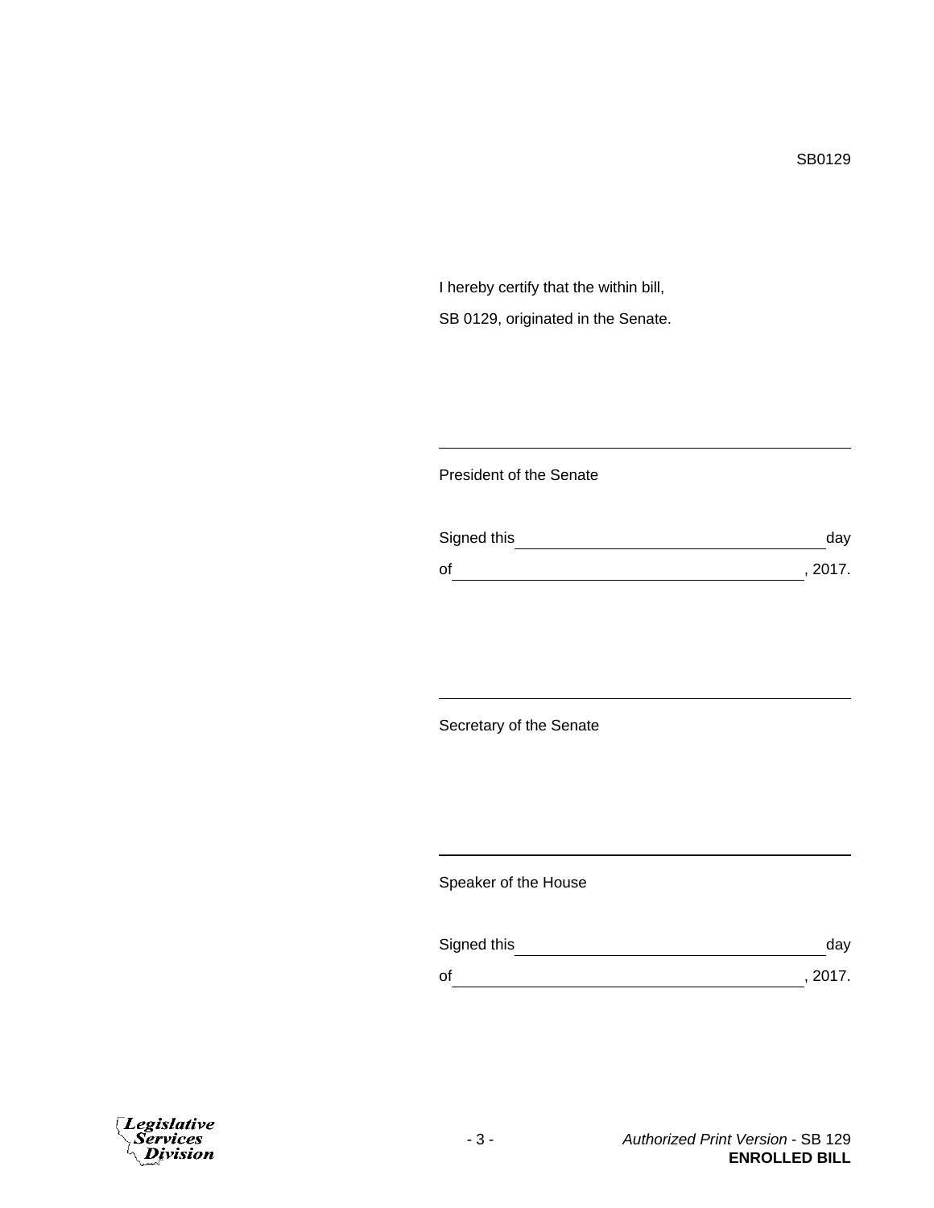SB0129

I hereby certify that the within bill,

SB 0129, originated in the Senate.

\_\_\_\_\_\_\_\_\_\_\_\_\_\_\_\_\_\_\_\_\_\_\_\_\_\_\_\_\_\_\_\_\_\_\_\_\_\_\_\_\_\_\_\_

President of the Senate

Signed this \_\_\_\_\_\_\_\_\_\_\_\_\_\_\_\_\_\_\_\_\_\_\_\_\_\_\_\_\_\_\_\_ day

of \_\_\_\_\_\_\_\_\_\_\_\_\_\_\_\_\_\_\_\_\_\_\_\_\_\_\_\_\_\_\_\_\_\_\_\_, 2017.

\_\_\_\_\_\_\_\_\_\_\_\_\_\_\_\_\_\_\_\_\_\_\_\_\_\_\_\_\_\_\_\_\_\_\_\_\_\_\_\_\_\_\_\_

Secretary of the Senate

\_\_\_\_\_\_\_\_\_\_\_\_\_\_\_\_\_\_\_\_\_\_\_\_\_\_\_\_\_\_\_\_\_\_\_\_\_\_\_\_\_\_\_\_

Speaker of the House

Signed this \_\_\_\_\_\_\_\_\_\_\_\_\_\_\_\_\_\_\_\_\_\_\_\_\_\_\_\_\_\_\_\_ day

of \_\_\_\_\_\_\_\_\_\_\_\_\_\_\_\_\_\_\_\_\_\_\_\_\_\_\_\_\_\_\_\_\_\_\_\_, 2017.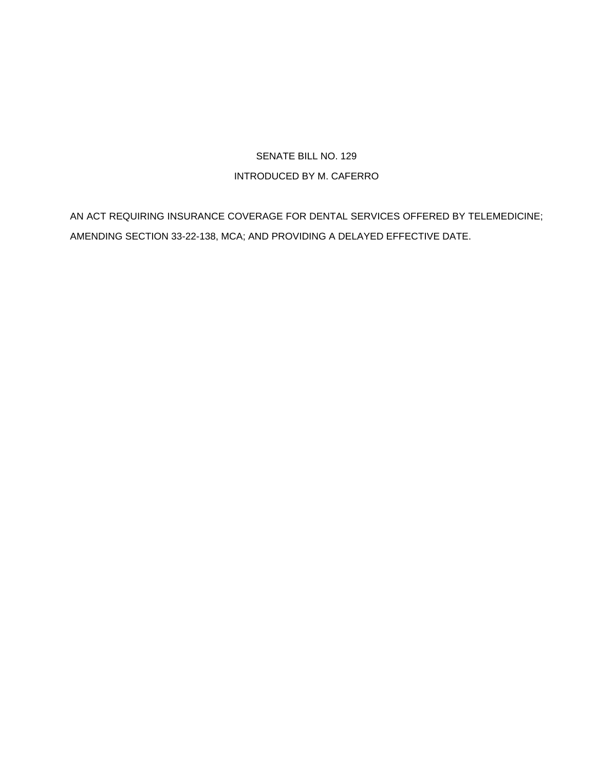SENATE BILL NO. 129

INTRODUCED BY M. CAFERRO

AN ACT REQUIRING INSURANCE COVERAGE FOR DENTAL SERVICES OFFERED BY TELEMEDICINE; AMENDING SECTION 33-22-138, MCA; AND PROVIDING A DELAYED EFFECTIVE DATE.